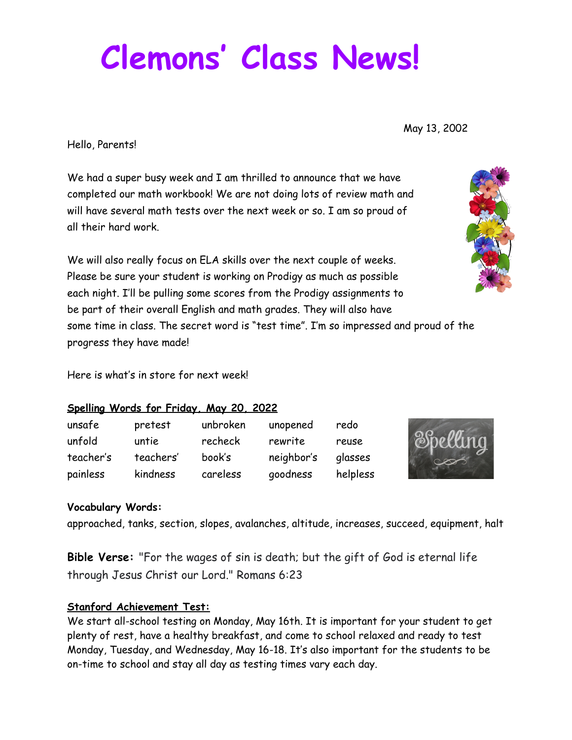# Clemons' Class News!

May 13, 2002

Hello, Parents!

We had a super busy week and I am thrilled to announce that we have completed our math workbook! We are not doing lots of review math and will have several math tests over the next week or so. I am so proud of all their hard work.

We will also really focus on ELA skills over the next couple of weeks. Please be sure your student is working on Prodigy as much as possible each night. I'll be pulling some scores from the Prodigy assignments to be part of their overall English and math grades. They will also have some time in class. The secret word is "test time". I'm so impressed and proud of the progress they have made!

Here is what's in store for next week!

**Spelling Words for Friday, May 20, 2022**

| | | | | |
|---|---|---|---|---|
| unsafe | pretest | unbroken | unopened | redo |
| unfold | untie | recheck | rewrite | reuse |
| teacher's | teachers' | book's | neighbor's | glasses |
| painless | kindness | careless | goodness | helpless |

**Vocabulary Words:**

approached, tanks, section, slopes, avalanches, altitude, increases, succeed, equipment, halt

**Bible Verse:** "For the wages of sin is death; but the gift of God is eternal life through Jesus Christ our Lord." Romans 6:23

**Stanford Achievement Test:**

We start all-school testing on Monday, May 16th. It is important for your student to get plenty of rest, have a healthy breakfast, and come to school relaxed and ready to test Monday, Tuesday, and Wednesday, May 16-18. It's also important for the students to be on-time to school and stay all day as testing times vary each day.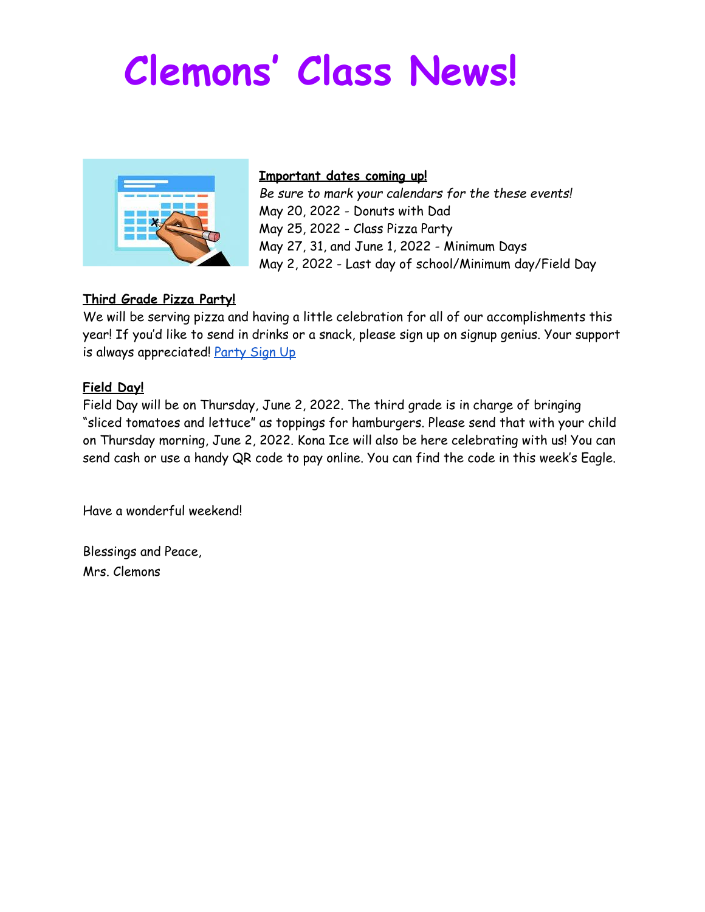# Clemons' Class News!

**Important dates coming up!**

*Be sure to mark your calendars for the these events!*

May 20, 2022 - Donuts with Dad
May 25, 2022 - Class Pizza Party
May 27, 31, and June 1, 2022 - Minimum Days
May 2, 2022 - Last day of school/Minimum day/Field Day

**Third Grade Pizza Party!**

We will be serving pizza and having a little celebration for all of our accomplishments this year! If you'd like to send in drinks or a snack, please sign up on signup genius. Your support is always appreciated! Party Sign Up

**Field Day!**

Field Day will be on Thursday, June 2, 2022. The third grade is in charge of bringing "sliced tomatoes and lettuce" as toppings for hamburgers. Please send that with your child on Thursday morning, June 2, 2022. Kona Ice will also be here celebrating with us! You can send cash or use a handy QR code to pay online. You can find the code in this week's Eagle.

Have a wonderful weekend!

Blessings and Peace,
Mrs. Clemons